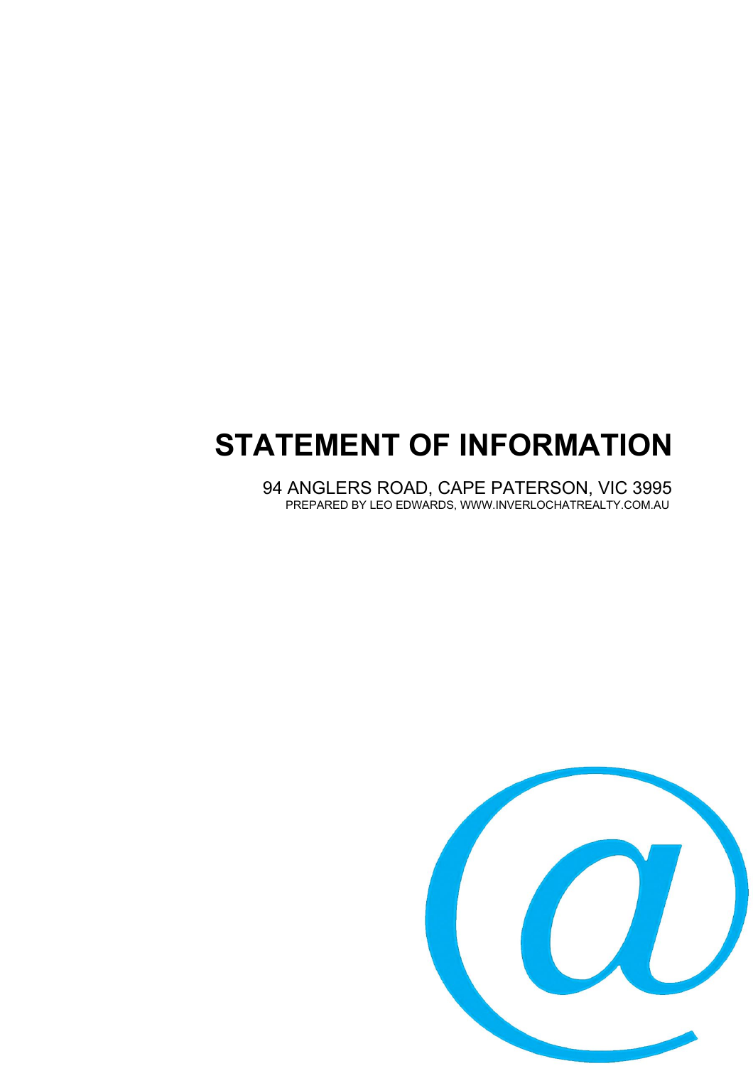# STATEMENT OF INFORMATION

94 ANGLERS ROAD, CAPE PATERSON, VIC 3995

PREPARED BY LEO EDWARDS, WWW.INVERLOCHATREALTY.COM.AU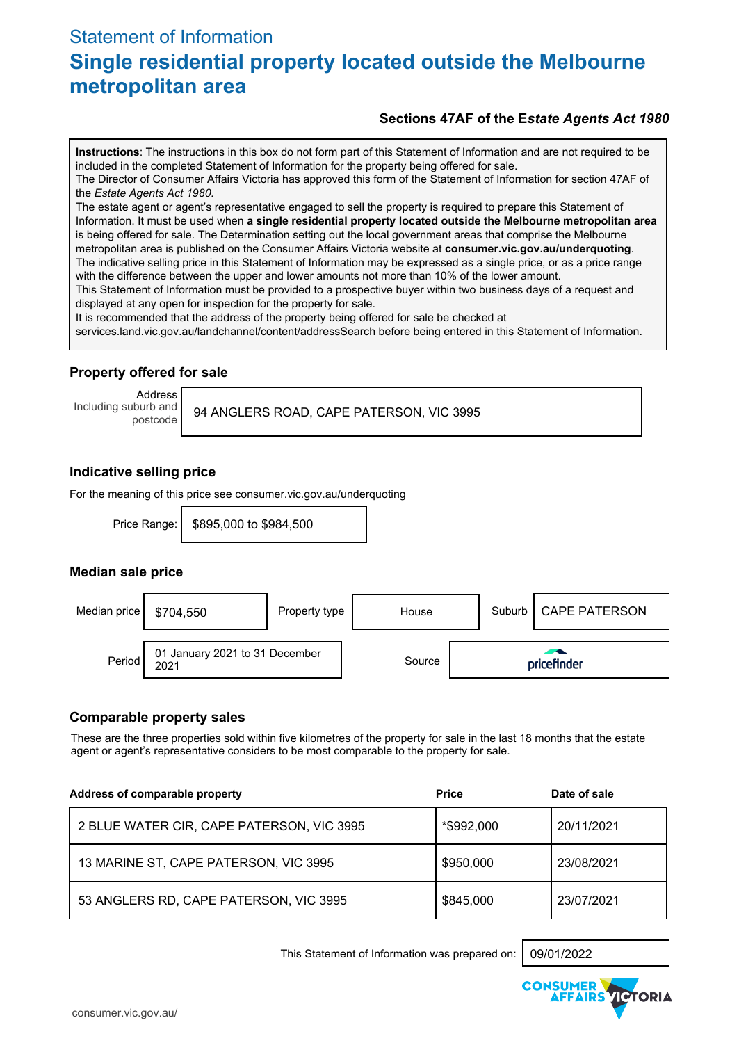Statement of Information

# Single residential property located outside the Melbourne metropolitan area

**Sections 47AF of the E*state Agents Act 1980***

**Instructions**: The instructions in this box do not form part of this Statement of Information and are not required to be included in the completed Statement of Information for the property being offered for sale.
The Director of Consumer Affairs Victoria has approved this form of the Statement of Information for section 47AF of the *Estate Agents Act 1980.*
The estate agent or agent's representative engaged to sell the property is required to prepare this Statement of Information. It must be used when **a single residential property located outside the Melbourne metropolitan area** is being offered for sale. The Determination setting out the local government areas that comprise the Melbourne metropolitan area is published on the Consumer Affairs Victoria website at **consumer.vic.gov.au/underquoting**.
The indicative selling price in this Statement of Information may be expressed as a single price, or as a price range with the difference between the upper and lower amounts not more than 10% of the lower amount.
This Statement of Information must be provided to a prospective buyer within two business days of a request and displayed at any open for inspection for the property for sale.
It is recommended that the address of the property being offered for sale be checked at services.land.vic.gov.au/landchannel/content/addressSearch before being entered in this Statement of Information.

## Property offered for sale

Address
Including suburb and postcode: 94 ANGLERS ROAD, CAPE PATERSON, VIC 3995

## Indicative selling price

For the meaning of this price see consumer.vic.gov.au/underquoting

Price Range: $895,000 to $984,500

## Median sale price

| | | | | | |
|---|---|---|---|---|---|
| Median price | $704,550 | Property type | House | Suburb | CAPE PATERSON |
| Period | 01 January 2021 to 31 December 2021 | Source | pricefinder | | |

## Comparable property sales

These are the three properties sold within five kilometres of the property for sale in the last 18 months that the estate agent or agent's representative considers to be most comparable to the property for sale.

| Address of comparable property | Price | Date of sale |
|---|---|---|
| 2 BLUE WATER CIR, CAPE PATERSON, VIC 3995 | *$992,000 | 20/11/2021 |
| 13 MARINE ST, CAPE PATERSON, VIC 3995 | $950,000 | 23/08/2021 |
| 53 ANGLERS RD, CAPE PATERSON, VIC 3995 | $845,000 | 23/07/2021 |

This Statement of Information was prepared on: 09/01/2022